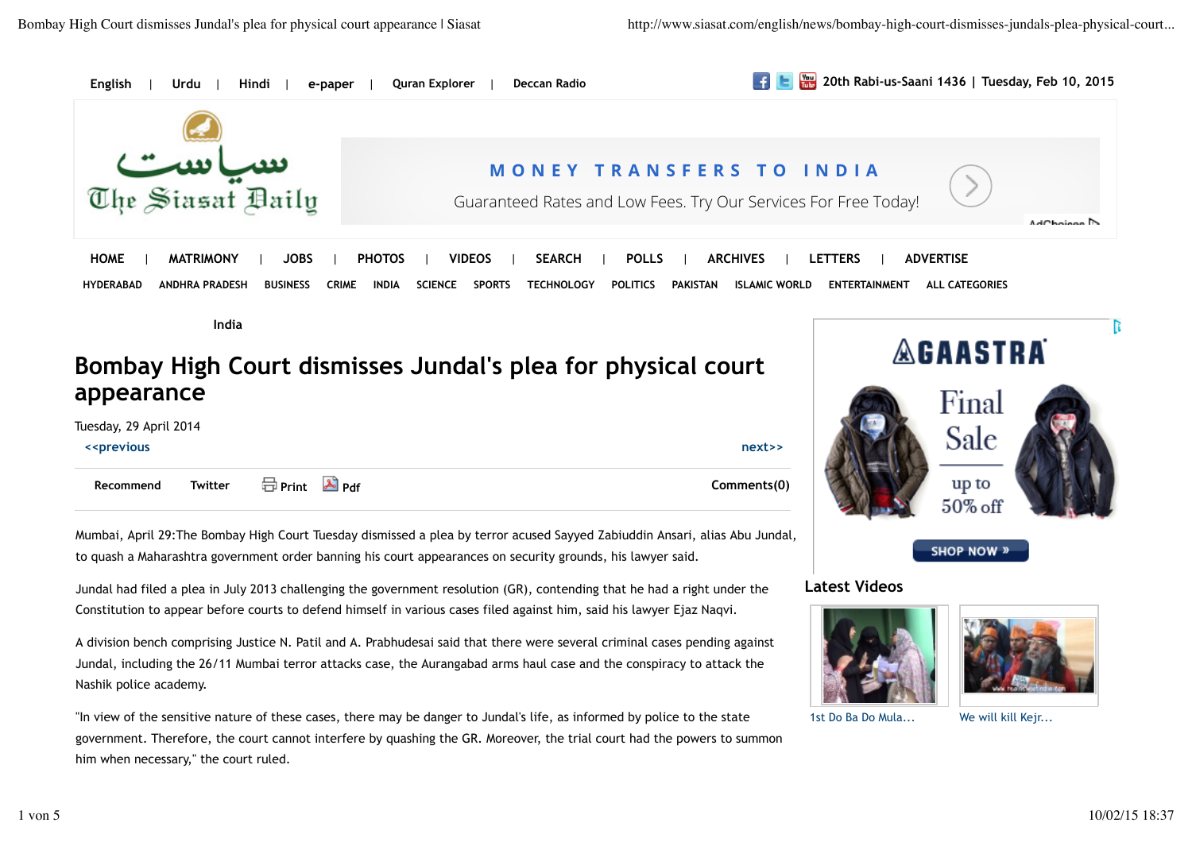English | Urdu | Hindi | e-paper | Quran Explorer | Deccan Radio

20th Rabi-us-Saani 1436 | Tuesday, Feb 10, 2015

HOME | MATRIMONY | JOBS | PHOTOS | VIDEOS | SEARCH | POLLS | ARCHIVES | LETTERS | ADVERTISE

HYDERABAD ANDHRA PRADESH BUSINESS CRIME INDIA SCIENCE SPORTS TECHNOLOGY POLITICS PAKISTAN ISLAMIC WORLD ENTERTAINMENT ALL CATEGORIES

India

# Bombay High Court dismisses Jundal's plea for physical court appearance

Tuesday, 29 April 2014

<<previous next>>

Recommend Twitter Print Pdf Comments(0)

Mumbai, April 29:The Bombay High Court Tuesday dismissed a plea by terror acused Sayyed Zabiuddin Ansari, alias Abu Jundal, to quash a Maharashtra government order banning his court appearances on security grounds, his lawyer said.

Jundal had filed a plea in July 2013 challenging the government resolution (GR), contending that he had a right under the Constitution to appear before courts to defend himself in various cases filed against him, said his lawyer Ejaz Naqvi.

A division bench comprising Justice N. Patil and A. Prabhudesai said that there were several criminal cases pending against Jundal, including the 26/11 Mumbai terror attacks case, the Aurangabad arms haul case and the conspiracy to attack the Nashik police academy.

"In view of the sensitive nature of these cases, there may be danger to Jundal's life, as informed by police to the state government. Therefore, the court cannot interfere by quashing the GR. Moreover, the trial court had the powers to summon him when necessary," the court ruled.

Latest Videos

1st Do Ba Do Mula...

We will kill Kejr...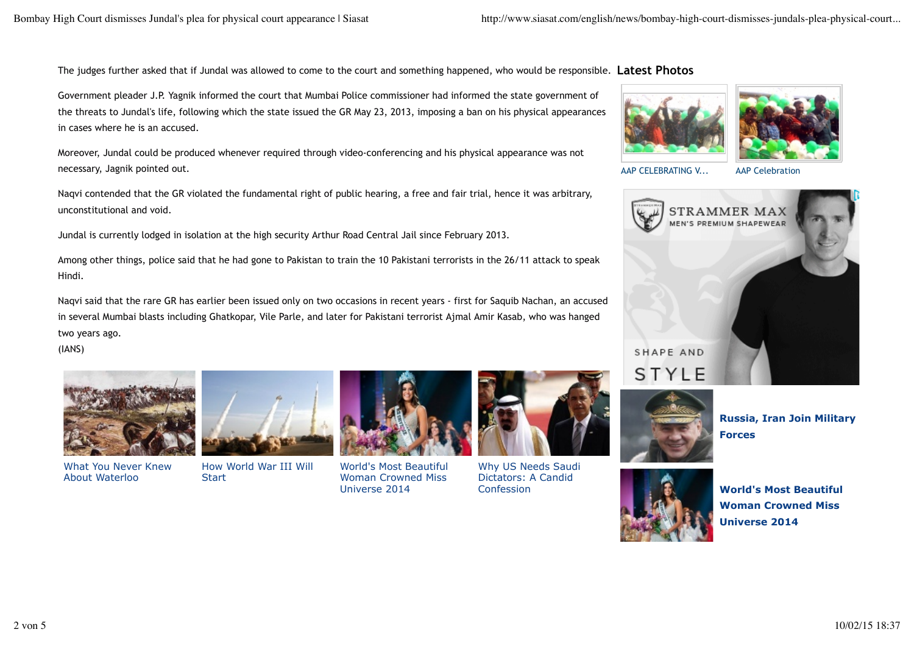The judges further asked that if Jundal was allowed to come to the court and something happened, who would be responsible.

Government pleader J.P. Yagnik informed the court that Mumbai Police commissioner had informed the state government of the threats to Jundal's life, following which the state issued the GR May 23, 2013, imposing a ban on his physical appearances in cases where he is an accused.

Moreover, Jundal could be produced whenever required through video-conferencing and his physical appearance was not necessary, Jagnik pointed out.

Naqvi contended that the GR violated the fundamental right of public hearing, a free and fair trial, hence it was arbitrary, unconstitutional and void.

Jundal is currently lodged in isolation at the high security Arthur Road Central Jail since February 2013.

Among other things, police said that he had gone to Pakistan to train the 10 Pakistani terrorists in the 26/11 attack to speak Hindi.

Naqvi said that the rare GR has earlier been issued only on two occasions in recent years - first for Saquib Nachan, an accused in several Mumbai blasts including Ghatkopar, Vile Parle, and later for Pakistani terrorist Ajmal Amir Kasab, who was hanged two years ago.

(IANS)

What You Never Knew About Waterloo

How World War III Will Start

World's Most Beautiful Woman Crowned Miss Universe 2014

Why US Needs Saudi Dictators: A Candid Confession

## Latest Photos

AAP CELEBRATING V...

AAP Celebration

STRAMMER MAX
MEN'S PREMIUM SHAPEWEAR

SHAPE AND STYLE

**Russia, Iran Join Military Forces**

**World's Most Beautiful Woman Crowned Miss Universe 2014**